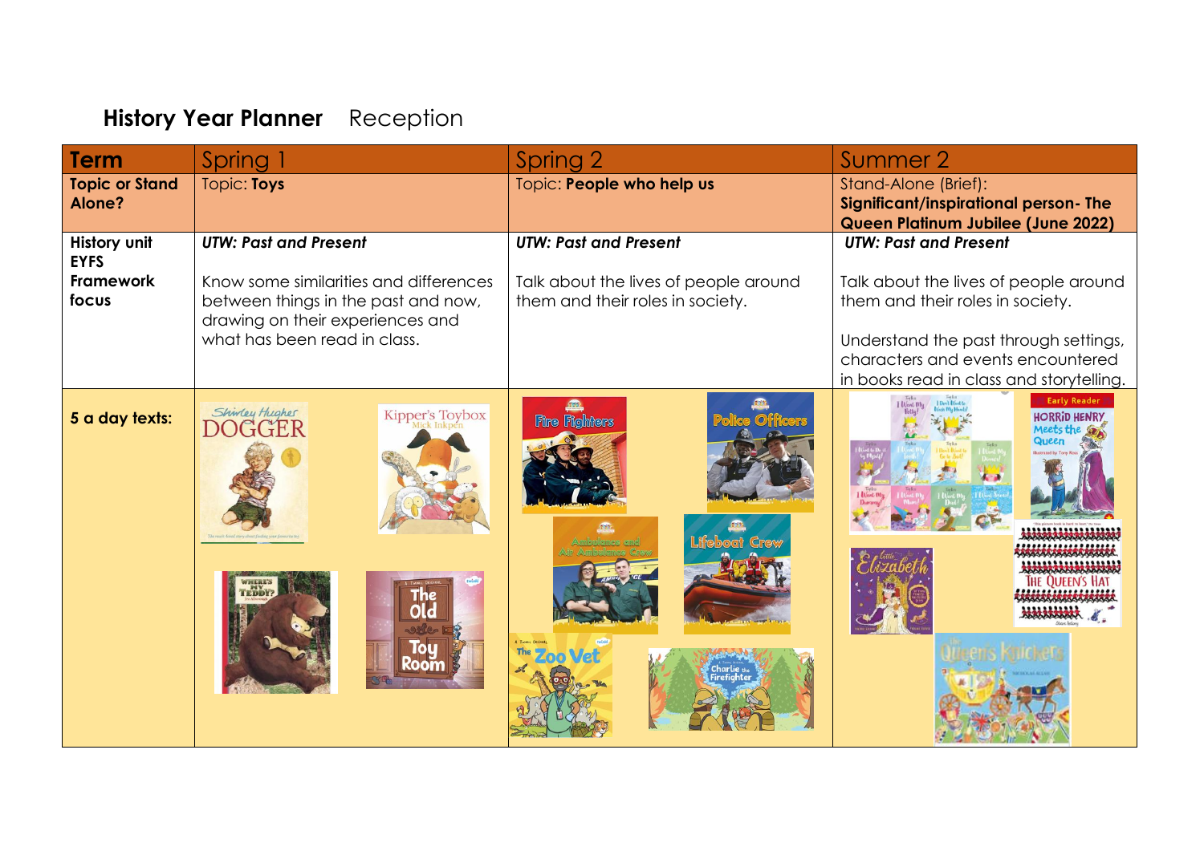# **History Year Planner** Reception

| **Term** | Spring 1 | Spring 2 | Summer 2 |
|---|---|---|---|
| **Topic or Stand Alone?** | Topic: **Toys** | Topic: **People who help us** | Stand-Alone (Brief): **Significant/inspirational person- The Queen Platinum Jubilee (June 2022)** |
| **History unit EYFS Framework focus** | ***UTW: Past and Present*** Know some similarities and differences between things in the past and now, drawing on their experiences and what has been read in class. | ***UTW: Past and Present*** Talk about the lives of people around them and their roles in society. | ***UTW: Past and Present*** Talk about the lives of people around them and their roles in society. Understand the past through settings, characters and events encountered in books read in class and storytelling. |
| **5 a day texts:** | | | |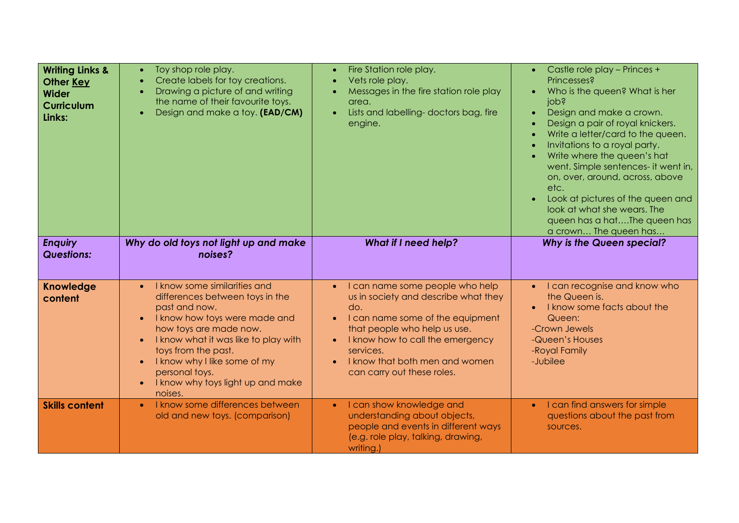| **Writing Links & Other Key Wider Curriculum Links:** | • Toy shop role play.<br>• Create labels for toy creations.<br>• Drawing a picture of and writing the name of their favourite toys.<br>• Design and make a toy. **(EAD/CM)** | • Fire Station role play.<br>• Vets role play.<br>• Messages in the fire station role play area.<br>• Lists and labelling- doctors bag, fire engine. | • Castle role play – Princes + Princesses?<br>• Who is the queen? What is her job?<br>• Design and make a crown.<br>• Design a pair of royal knickers.<br>• Write a letter/card to the queen.<br>• Invitations to a royal party.<br>• Write where the queen's hat went. Simple sentences- it went in, on, over, around, across, above etc.<br>• Look at pictures of the queen and look at what she wears. The queen has a hat….The queen has a crown… The queen has… |
|---|---|---|---|
| ***Enquiry Questions:*** | ***Why do old toys not light up and make noises?*** | ***What if I need help?*** | ***Why is the Queen special?*** |
| **Knowledge content** | • I know some similarities and differences between toys in the past and now.<br>• I know how toys were made and how toys are made now.<br>• I know what it was like to play with toys from the past.<br>• I know why I like some of my personal toys.<br>• I know why toys light up and make noises. | • I can name some people who help us in society and describe what they do.<br>• I can name some of the equipment that people who help us use.<br>• I know how to call the emergency services.<br>• I know that both men and women can carry out these roles. | • I can recognise and know who the Queen is.<br>• I know some facts about the Queen:<br>-Crown Jewels<br>-Queen's Houses<br>-Royal Family<br>-Jubilee |
| **Skills content** | • I know some differences between old and new toys. (comparison) | • I can show knowledge and understanding about objects, people and events in different ways (e.g. role play, talking, drawing, writing.) | • I can find answers for simple questions about the past from sources. |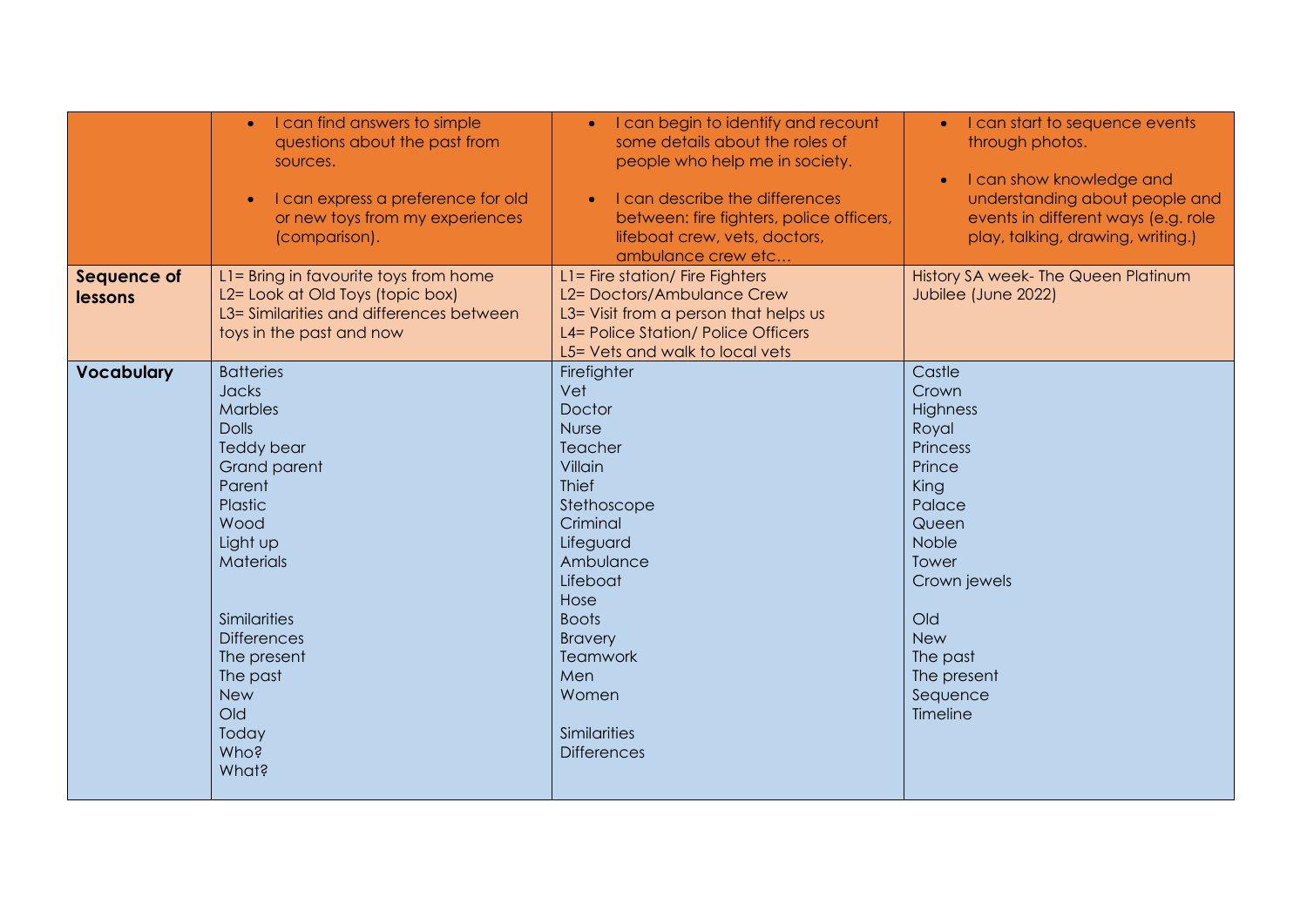| | | | |
|---|---|---|---|
| | • I can find answers to simple questions about the past from sources.<br>• I can express a preference for old or new toys from my experiences (comparison). | • I can begin to identify and recount some details about the roles of people who help me in society.<br>• I can describe the differences between: fire fighters, police officers, lifeboat crew, vets, doctors, ambulance crew etc… | • I can start to sequence events through photos.<br>• I can show knowledge and understanding about people and events in different ways (e.g. role play, talking, drawing, writing.) |
| **Sequence of lessons** | L1= Bring in favourite toys from home<br>L2= Look at Old Toys (topic box)<br>L3= Similarities and differences between toys in the past and now | L1= Fire station/ Fire Fighters<br>L2= Doctors/Ambulance Crew<br>L3= Visit from a person that helps us<br>L4= Police Station/ Police Officers<br>L5= Vets and walk to local vets | History SA week- The Queen Platinum Jubilee (June 2022) |
| **Vocabulary** | Batteries<br>Jacks<br>Marbles<br>Dolls<br>Teddy bear<br>Grand parent<br>Parent<br>Plastic<br>Wood<br>Light up<br>Materials<br><br>Similarities<br>Differences<br>The present<br>The past<br>New<br>Old<br>Today<br>Who?<br>What? | Firefighter<br>Vet<br>Doctor<br>Nurse<br>Teacher<br>Villain<br>Thief<br>Stethoscope<br>Criminal<br>Lifeguard<br>Ambulance<br>Lifeboat<br>Hose<br>Boots<br>Bravery<br>Teamwork<br>Men<br>Women<br><br>Similarities<br>Differences | Castle<br>Crown<br>Highness<br>Royal<br>Princess<br>Prince<br>King<br>Palace<br>Queen<br>Noble<br>Tower<br>Crown jewels<br><br>Old<br>New<br>The past<br>The present<br>Sequence<br>Timeline |